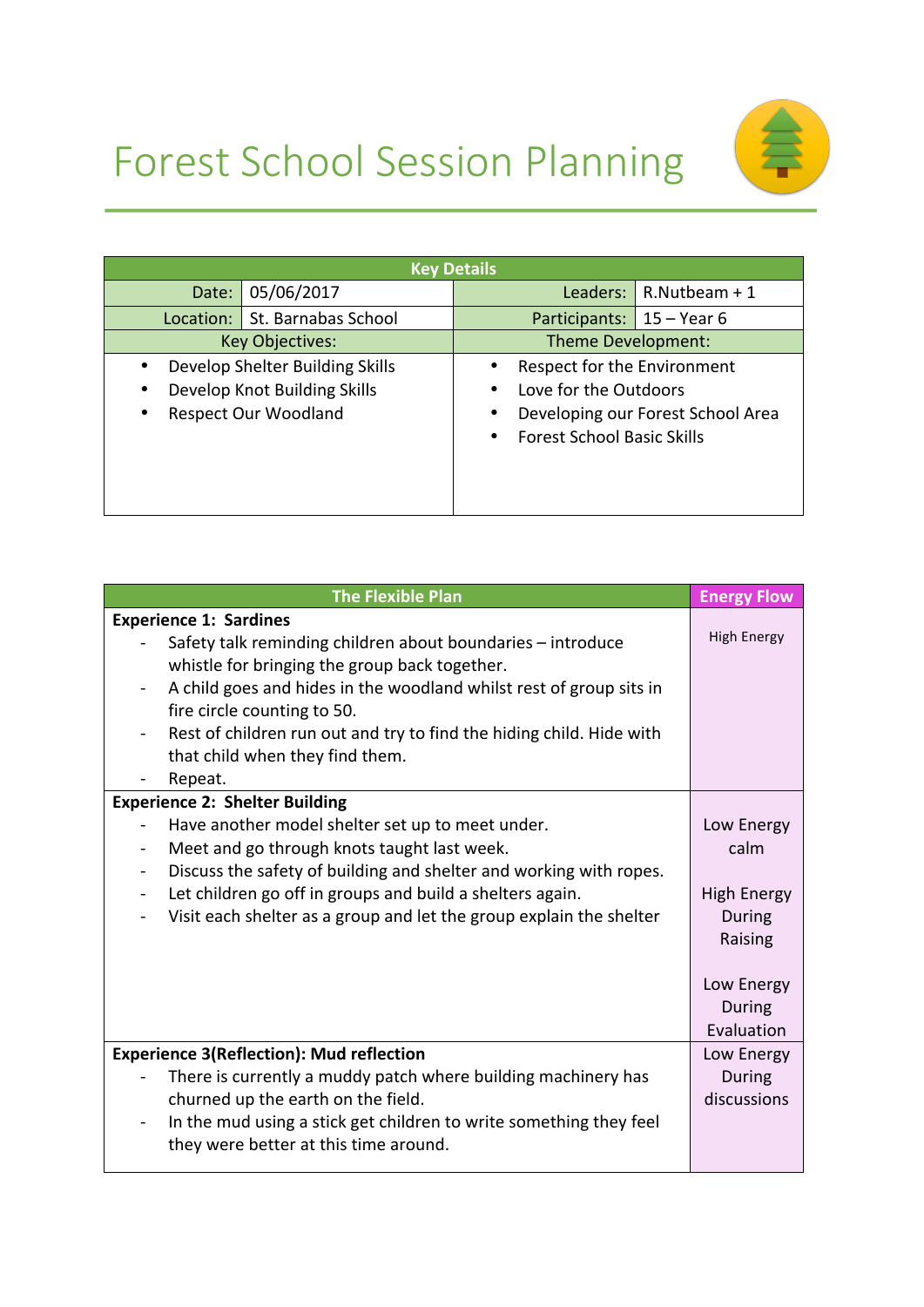# Forest School Session Planning

| Key Details | | | |
|---|---|---|---|
| Date: | 05/06/2017 | Leaders: | R.Nutbeam + 1 |
| Location: | St. Barnabas School | Participants: | 15 – Year 6 |
| Key Objectives: | | Theme Development: | |
| • Develop Shelter Building Skills<br>• Develop Knot Building Skills<br>• Respect Our Woodland | | • Respect for the Environment<br>• Love for the Outdoors<br>• Developing our Forest School Area<br>• Forest School Basic Skills | |

| The Flexible Plan | Energy Flow |
|---|---|
| **Experience 1: Sardines**<br>- Safety talk reminding children about boundaries – introduce whistle for bringing the group back together.<br>- A child goes and hides in the woodland whilst rest of group sits in fire circle counting to 50.<br>- Rest of children run out and try to find the hiding child. Hide with that child when they find them.<br>- Repeat. | High Energy |
| **Experience 2: Shelter Building**<br>- Have another model shelter set up to meet under.<br>- Meet and go through knots taught last week.<br>- Discuss the safety of building and shelter and working with ropes.<br>- Let children go off in groups and build a shelters again.<br>- Visit each shelter as a group and let the group explain the shelter | Low Energy calm<br><br>High Energy During Raising<br><br>Low Energy During Evaluation |
| **Experience 3(Reflection): Mud reflection**<br>- There is currently a muddy patch where building machinery has churned up the earth on the field.<br>- In the mud using a stick get children to write something they feel they were better at this time around. | Low Energy During discussions |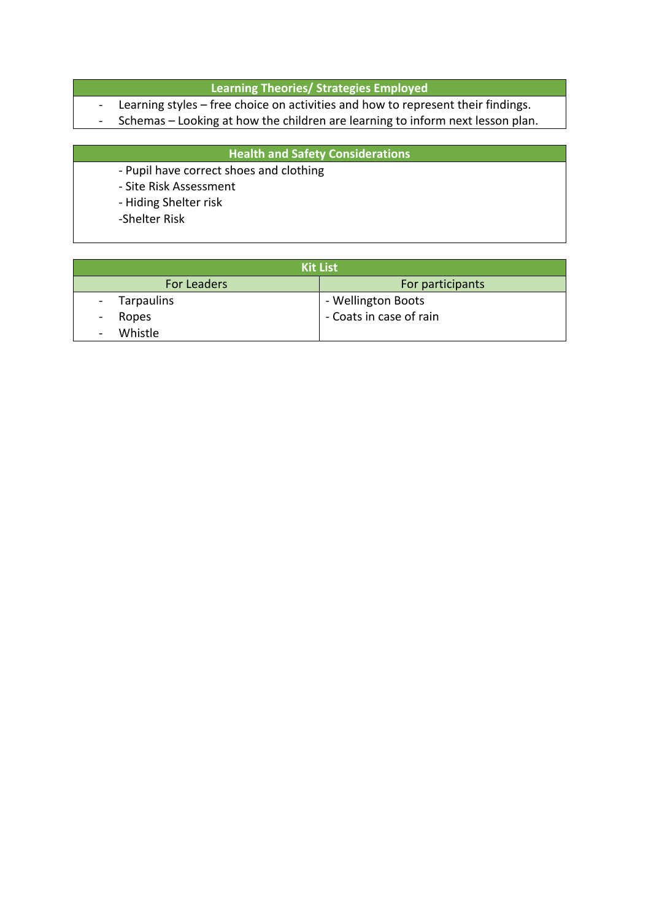## Learning Theories/ Strategies Employed

- Learning styles – free choice on activities and how to represent their findings.
- Schemas – Looking at how the children are learning to inform next lesson plan.

## Health and Safety Considerations

- Pupil have correct shoes and clothing
- Site Risk Assessment
- Hiding Shelter risk
- Shelter Risk

## Kit List

| For Leaders | For participants |
| --- | --- |
| - Tarpaulins<br>- Ropes<br>- Whistle | - Wellington Boots<br>- Coats in case of rain |